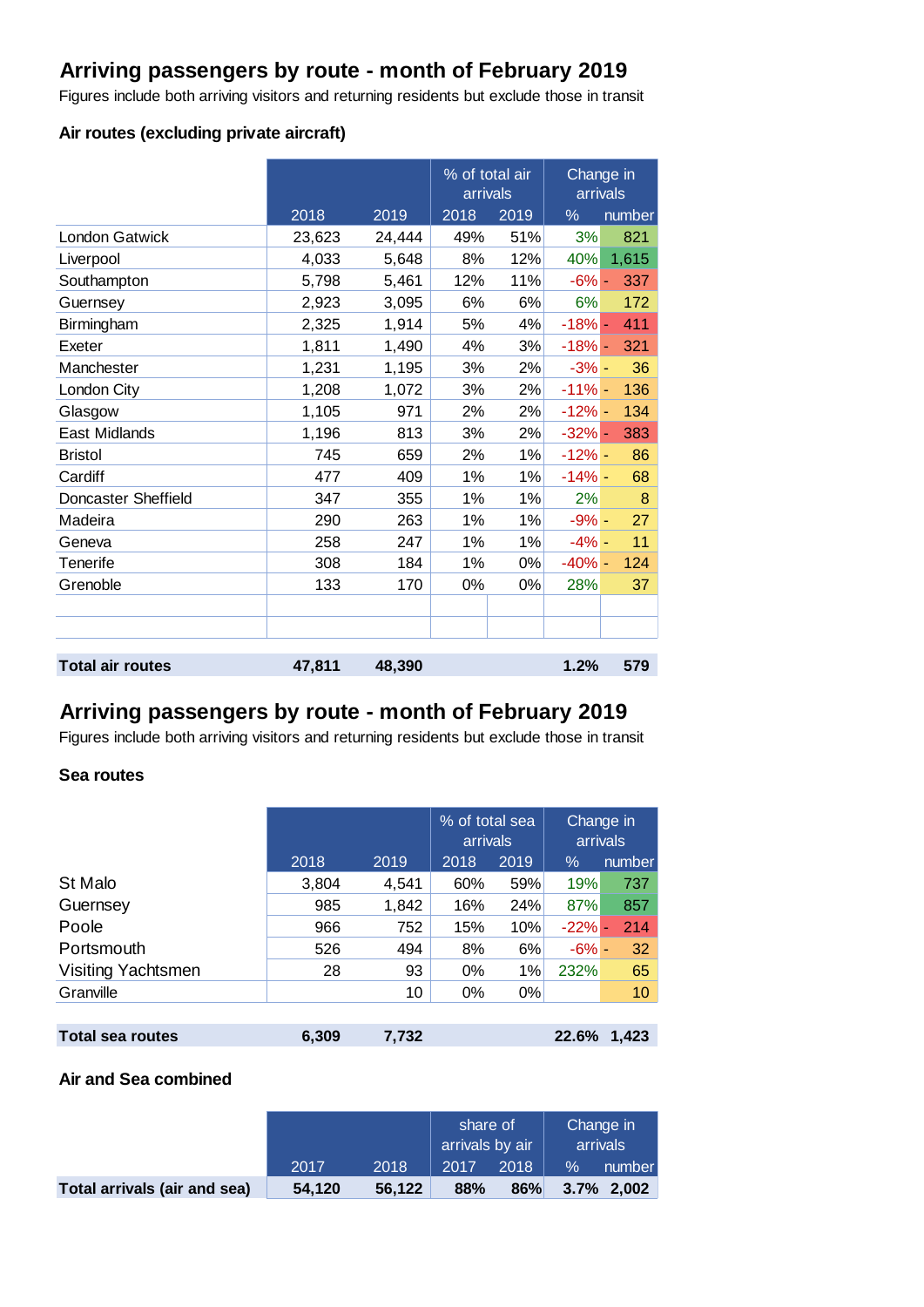## Arriving passengers by route - month of February 2019

Figures include both arriving visitors and returning residents but exclude those in transit

### Air routes (excluding private aircraft)

| | | | % of total air arrivals | | Change in arrivals | |
|---|---|---|---|---|---|---|
| | 2018 | 2019 | 2018 | 2019 | % | number |
| London Gatwick | 23,623 | 24,444 | 49% | 51% | 3% | 821 |
| Liverpool | 4,033 | 5,648 | 8% | 12% | 40% | 1,615 |
| Southampton | 5,798 | 5,461 | 12% | 11% | -6% | - 337 |
| Guernsey | 2,923 | 3,095 | 6% | 6% | 6% | 172 |
| Birmingham | 2,325 | 1,914 | 5% | 4% | -18% | - 411 |
| Exeter | 1,811 | 1,490 | 4% | 3% | -18% | - 321 |
| Manchester | 1,231 | 1,195 | 3% | 2% | -3% | - 36 |
| London City | 1,208 | 1,072 | 3% | 2% | -11% | - 136 |
| Glasgow | 1,105 | 971 | 2% | 2% | -12% | - 134 |
| East Midlands | 1,196 | 813 | 3% | 2% | -32% | - 383 |
| Bristol | 745 | 659 | 2% | 1% | -12% | - 86 |
| Cardiff | 477 | 409 | 1% | 1% | -14% | - 68 |
| Doncaster Sheffield | 347 | 355 | 1% | 1% | 2% | 8 |
| Madeira | 290 | 263 | 1% | 1% | -9% | - 27 |
| Geneva | 258 | 247 | 1% | 1% | -4% | - 11 |
| Tenerife | 308 | 184 | 1% | 0% | -40% | - 124 |
| Grenoble | 133 | 170 | 0% | 0% | 28% | 37 |
| | | | | | | |
| | | | | | | |
| **Total air routes** | **47,811** | **48,390** | | | **1.2%** | **579** |

## Arriving passengers by route - month of February 2019

Figures include both arriving visitors and returning residents but exclude those in transit

### Sea routes

| | | | % of total sea arrivals | | Change in arrivals | |
|---|---|---|---|---|---|---|
| | 2018 | 2019 | 2018 | 2019 | % | number |
| St Malo | 3,804 | 4,541 | 60% | 59% | 19% | 737 |
| Guernsey | 985 | 1,842 | 16% | 24% | 87% | 857 |
| Poole | 966 | 752 | 15% | 10% | -22% | - 214 |
| Portsmouth | 526 | 494 | 8% | 6% | -6% | - 32 |
| Visiting Yachtsmen | 28 | 93 | 0% | 1% | 232% | 65 |
| Granville | | 10 | 0% | 0% | | 10 |
| **Total sea routes** | **6,309** | **7,732** | | | **22.6%** | **1,423** |

### Air and Sea combined

| | | | share of arrivals by air | | Change in arrivals | |
|---|---|---|---|---|---|---|
| | 2017 | 2018 | 2017 | 2018 | % | number |
| **Total arrivals (air and sea)** | **54,120** | **56,122** | **88%** | **86%** | **3.7%** | **2,002** |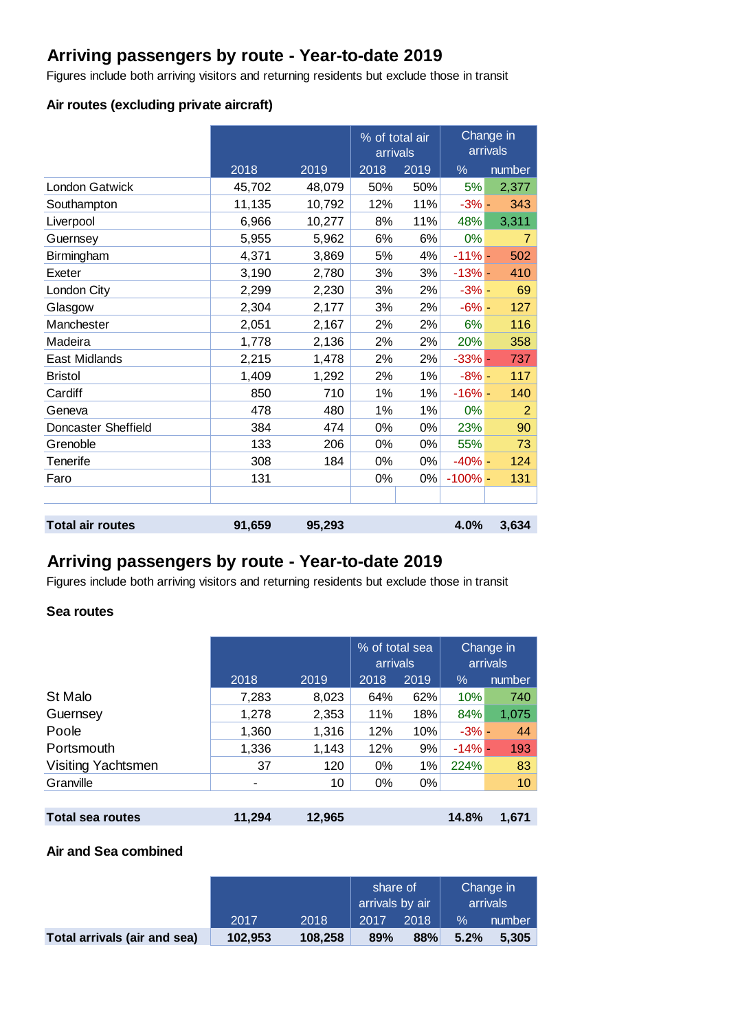## Arriving passengers by route - Year-to-date 2019

Figures include both arriving visitors and returning residents but exclude those in transit

### Air routes (excluding private aircraft)

| | | | % of total air arrivals | | Change in arrivals | |
|---|---|---|---|---|---|---|
| | 2018 | 2019 | 2018 | 2019 | % | number |
| London Gatwick | 45,702 | 48,079 | 50% | 50% | 5% | 2,377 |
| Southampton | 11,135 | 10,792 | 12% | 11% | -3% | - 343 |
| Liverpool | 6,966 | 10,277 | 8% | 11% | 48% | 3,311 |
| Guernsey | 5,955 | 5,962 | 6% | 6% | 0% | 7 |
| Birmingham | 4,371 | 3,869 | 5% | 4% | -11% | - 502 |
| Exeter | 3,190 | 2,780 | 3% | 3% | -13% | - 410 |
| London City | 2,299 | 2,230 | 3% | 2% | -3% | - 69 |
| Glasgow | 2,304 | 2,177 | 3% | 2% | -6% | - 127 |
| Manchester | 2,051 | 2,167 | 2% | 2% | 6% | 116 |
| Madeira | 1,778 | 2,136 | 2% | 2% | 20% | 358 |
| East Midlands | 2,215 | 1,478 | 2% | 2% | -33% | - 737 |
| Bristol | 1,409 | 1,292 | 2% | 1% | -8% | - 117 |
| Cardiff | 850 | 710 | 1% | 1% | -16% | - 140 |
| Geneva | 478 | 480 | 1% | 1% | 0% | 2 |
| Doncaster Sheffield | 384 | 474 | 0% | 0% | 23% | 90 |
| Grenoble | 133 | 206 | 0% | 0% | 55% | 73 |
| Tenerife | 308 | 184 | 0% | 0% | -40% | - 124 |
| Faro | 131 | | 0% | 0% | -100% | - 131 |
| | | | | | | |
| **Total air routes** | **91,659** | **95,293** | | | **4.0%** | **3,634** |

## Arriving passengers by route - Year-to-date 2019

Figures include both arriving visitors and returning residents but exclude those in transit

### Sea routes

| | | | % of total sea arrivals | | Change in arrivals | |
|---|---|---|---|---|---|---|
| | 2018 | 2019 | 2018 | 2019 | % | number |
| St Malo | 7,283 | 8,023 | 64% | 62% | 10% | 740 |
| Guernsey | 1,278 | 2,353 | 11% | 18% | 84% | 1,075 |
| Poole | 1,360 | 1,316 | 12% | 10% | -3% | - 44 |
| Portsmouth | 1,336 | 1,143 | 12% | 9% | -14% | - 193 |
| Visiting Yachtsmen | 37 | 120 | 0% | 1% | 224% | 83 |
| Granville | - | 10 | 0% | 0% | | 10 |
| | | | | | | |
| **Total sea routes** | **11,294** | **12,965** | | | **14.8%** | **1,671** |

### Air and Sea combined

| | | | share of arrivals by air | | Change in arrivals | |
|---|---|---|---|---|---|---|
| | 2017 | 2018 | 2017 | 2018 | % | number |
| **Total arrivals (air and sea)** | **102,953** | **108,258** | **89%** | **88%** | **5.2%** | **5,305** |